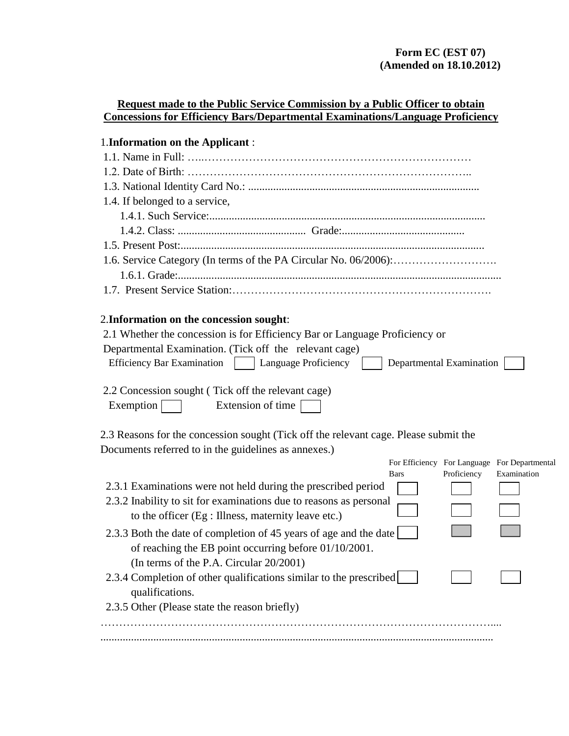**Form EC (EST 07)**
**(Amended on 18.10.2012)**

## Request made to the Public Service Commission by a Public Officer to obtain Concessions for Efficiency Bars/Departmental Examinations/Language Proficiency

1.**Information on the Applicant** :

1.1. Name in Full: …..………………………………………………………………

1.2. Date of Birth: ………………………………………………………………..

1.3. National Identity Card No.: ..................................................................................

1.4. If belonged to a service,

  1.4.1. Such Service:..................................................................................................

  1.4.2. Class: ............................................. Grade:...........................................

1.5. Present Post:............................................................................................................

1.6. Service Category (In terms of the PA Circular No. 06/2006):……………………….

  1.6.1. Grade:...................................................................................................................

1.7. Present Service Station:…………………………………………………………….

2.**Information on the concession sought**:

2.1 Whether the concession is for Efficiency Bar or Language Proficiency or Departmental Examination. (Tick off the relevant cage)

Efficiency Bar Examination [ ]  Language Proficiency [ ]  Departmental Examination [ ]

2.2 Concession sought ( Tick off the relevant cage)

Exemption [ ]  Extension of time [ ]

2.3 Reasons for the concession sought (Tick off the relevant cage. Please submit the Documents referred to in the guidelines as annexes.)

| | For Efficiency Bars | For Language Proficiency | For Departmental Examination |
|---|---|---|---|
| 2.3.1 Examinations were not held during the prescribed period | [ ] | [ ] | [ ] |
| 2.3.2 Inability to sit for examinations due to reasons as personal to the officer (Eg : Illness, maternity leave etc.) | [ ] | [ ] | [ ] |
| 2.3.3 Both the date of completion of 45 years of age and the date of reaching the EB point occurring before 01/10/2001. (In terms of the P.A. Circular 20/2001) | [ ] | | |
| 2.3.4 Completion of other qualifications similar to the prescribed qualifications. | [ ] | [ ] | [ ] |

2.3.5 Other (Please state the reason briefly)

…………………………………………………………………………………………....

............................................................................................................................................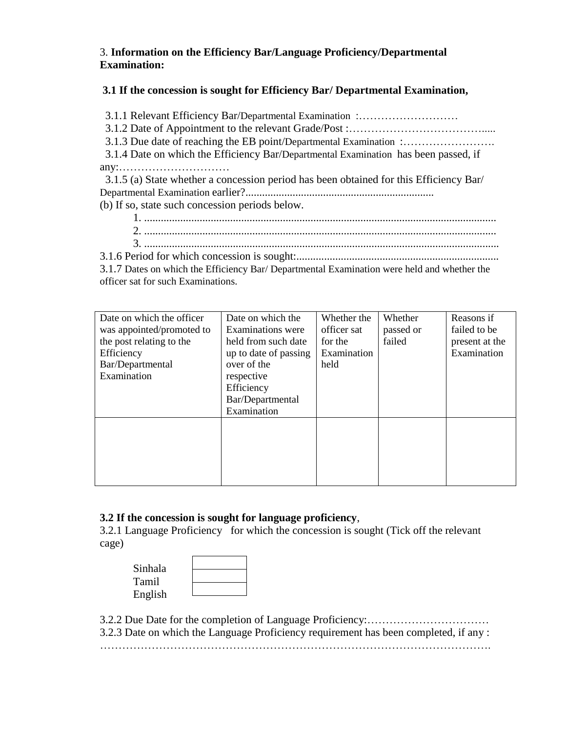3. **Information on the Efficiency Bar/Language Proficiency/Departmental Examination:**

**3.1 If the concession is sought for Efficiency Bar/ Departmental Examination,**

3.1.1 Relevant Efficiency Bar/Departmental Examination :………………………

3.1.2 Date of Appointment to the relevant Grade/Post :…………………………………....

3.1.3 Due date of reaching the EB point/Departmental Examination :…………………….

3.1.4 Date on which the Efficiency Bar/Departmental Examination has been passed, if any:…………………………

3.1.5 (a) State whether a concession period has been obtained for this Efficiency Bar/ Departmental Examination earlier?...................................................................

(b) If so, state such concession periods below.

1. .............................................................................................................................
2. .............................................................................................................................
3. ..............................................................................................................................

3.1.6 Period for which concession is sought:.........................................................................

3.1.7 Dates on which the Efficiency Bar/ Departmental Examination were held and whether the officer sat for such Examinations.

| Date on which the officer was appointed/promoted to the post relating to the Efficiency Bar/Departmental Examination | Date on which the Examinations were held from such date up to date of passing over of the respective Efficiency Bar/Departmental Examination | Whether the officer sat for the Examination held | Whether passed or failed | Reasons if failed to be present at the Examination |
|---|---|---|---|---|
| | | | | |

**3.2 If the concession is sought for language proficiency**,

3.2.1 Language Proficiency for which the concession is sought (Tick off the relevant cage)

| | |
|---|---|
| Sinhala | |
| Tamil | |
| English | |

3.2.2 Due Date for the completion of Language Proficiency:……………………………

3.2.3 Date on which the Language Proficiency requirement has been completed, if any : ………………………………………………………………………………………….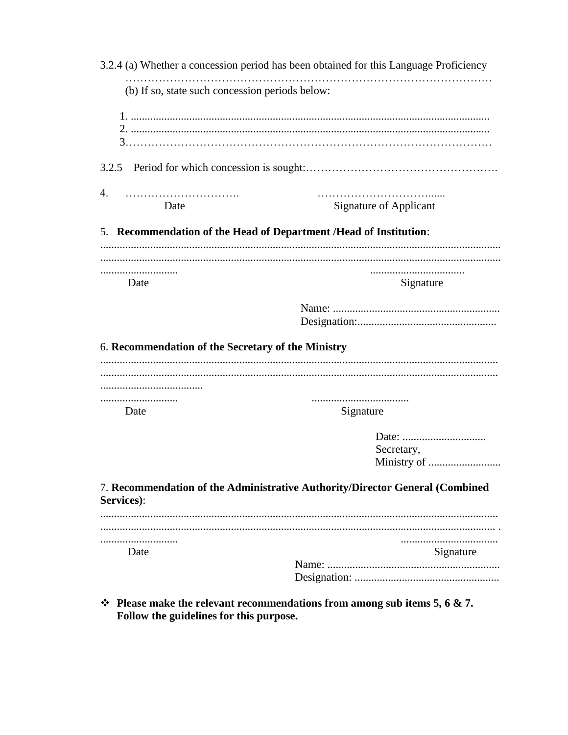3.2.4 (a) Whether a concession period has been obtained for this Language Proficiency
…………………………………………………………………………………………

(b) If so, state such concession periods below:

1. ...............................................................................................................................
2. ...............................................................................................................................
3.…………………………………………………………………………………………

3.2.5 Period for which concession is sought:…………………………………………….

4. …………………………. …………………………......
Date Signature of Applicant

5. **Recommendation of the Head of Department /Head of Institution**:
...............................................................................................................................................
...............................................................................................................................................
............................ ..................................
Date Signature

Name: ............................................................
Designation:..................................................

6. **Recommendation of the Secretary of the Ministry**
...............................................................................................................................................
...............................................................................................................................................
.....................................
............................ ...................................
Date Signature

Date: ..............................
Secretary,
Ministry of ..........................

7. **Recommendation of the Administrative Authority/Director General (Combined Services)**:
...............................................................................................................................................
............................................................................................................................................... .
............................ ...................................
Date Signature
Name: .............................................................
Designation: ....................................................

❖ **Please make the relevant recommendations from among sub items 5, 6 & 7. Follow the guidelines for this purpose.**